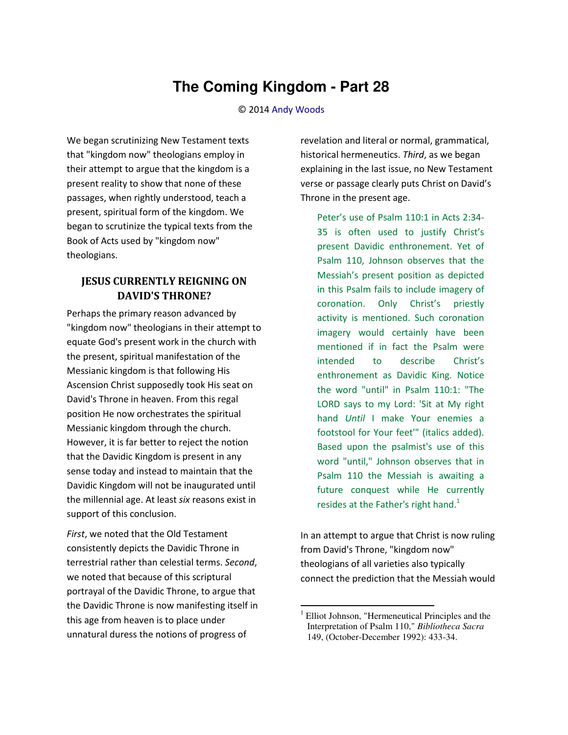# The Coming Kingdom - Part 28

© 2014 Andy Woods

We began scrutinizing New Testament texts that "kingdom now" theologians employ in their attempt to argue that the kingdom is a present reality to show that none of these passages, when rightly understood, teach a present, spiritual form of the kingdom. We began to scrutinize the typical texts from the Book of Acts used by "kingdom now" theologians.

## JESUS CURRENTLY REIGNING ON DAVID'S THRONE?

Perhaps the primary reason advanced by "kingdom now" theologians in their attempt to equate God's present work in the church with the present, spiritual manifestation of the Messianic kingdom is that following His Ascension Christ supposedly took His seat on David's Throne in heaven. From this regal position He now orchestrates the spiritual Messianic kingdom through the church. However, it is far better to reject the notion that the Davidic Kingdom is present in any sense today and instead to maintain that the Davidic Kingdom will not be inaugurated until the millennial age. At least *six* reasons exist in support of this conclusion.

*First*, we noted that the Old Testament consistently depicts the Davidic Throne in terrestrial rather than celestial terms. *Second*, we noted that because of this scriptural portrayal of the Davidic Throne, to argue that the Davidic Throne is now manifesting itself in this age from heaven is to place under unnatural duress the notions of progress of revelation and literal or normal, grammatical, historical hermeneutics. *Third*, as we began explaining in the last issue, no New Testament verse or passage clearly puts Christ on David's Throne in the present age.

> Peter's use of Psalm 110:1 in Acts 2:34-35 is often used to justify Christ's present Davidic enthronement. Yet of Psalm 110, Johnson observes that the Messiah's present position as depicted in this Psalm fails to include imagery of coronation. Only Christ's priestly activity is mentioned. Such coronation imagery would certainly have been mentioned if in fact the Psalm were intended to describe Christ's enthronement as Davidic King. Notice the word "until" in Psalm 110:1: "The LORD says to my Lord: 'Sit at My right hand *Until* I make Your enemies a footstool for Your feet'" (italics added). Based upon the psalmist's use of this word "until," Johnson observes that in Psalm 110 the Messiah is awaiting a future conquest while He currently resides at the Father's right hand.[1]

In an attempt to argue that Christ is now ruling from David's Throne, "kingdom now" theologians of all varieties also typically connect the prediction that the Messiah would

---

[1] Elliot Johnson, "Hermeneutical Principles and the Interpretation of Psalm 110," *Bibliotheca Sacra* 149, (October-December 1992): 433-34.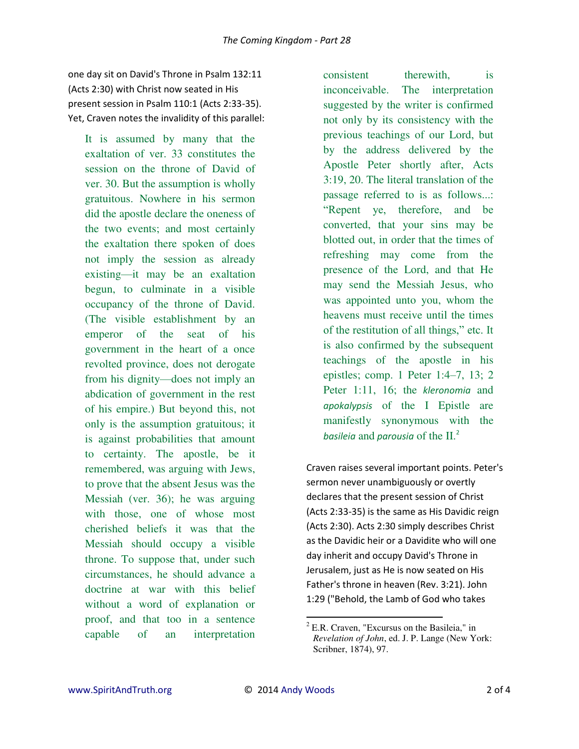one day sit on David's Throne in Psalm 132:11 (Acts 2:30) with Christ now seated in His present session in Psalm 110:1 (Acts 2:33-35). Yet, Craven notes the invalidity of this parallel:

> It is assumed by many that the exaltation of ver. 33 constitutes the session on the throne of David of ver. 30. But the assumption is wholly gratuitous. Nowhere in his sermon did the apostle declare the oneness of the two events; and most certainly the exaltation there spoken of does not imply the session as already existing—it may be an exaltation begun, to culminate in a visible occupancy of the throne of David. (The visible establishment by an emperor of the seat of his government in the heart of a once revolted province, does not derogate from his dignity—does not imply an abdication of government in the rest of his empire.) But beyond this, not only is the assumption gratuitous; it is against probabilities that amount to certainty. The apostle, be it remembered, was arguing with Jews, to prove that the absent Jesus was the Messiah (ver. 36); he was arguing with those, one of whose most cherished beliefs it was that the Messiah should occupy a visible throne. To suppose that, under such circumstances, he should advance a doctrine at war with this belief without a word of explanation or proof, and that too in a sentence capable of an interpretation consistent therewith, is inconceivable. The interpretation suggested by the writer is confirmed not only by its consistency with the previous teachings of our Lord, but by the address delivered by the Apostle Peter shortly after, Acts 3:19, 20. The literal translation of the passage referred to is as follows...: "Repent ye, therefore, and be converted, that your sins may be blotted out, in order that the times of refreshing may come from the presence of the Lord, and that He may send the Messiah Jesus, who was appointed unto you, whom the heavens must receive until the times of the restitution of all things," etc. It is also confirmed by the subsequent teachings of the apostle in his epistles; comp. 1 Peter 1:4–7, 13; 2 Peter 1:11, 16; the *kleronomia* and *apokalypsis* of the I Epistle are manifestly synonymous with the *basileia* and *parousia* of the II.[2]

Craven raises several important points. Peter's sermon never unambiguously or overtly declares that the present session of Christ (Acts 2:33-35) is the same as His Davidic reign (Acts 2:30). Acts 2:30 simply describes Christ as the Davidic heir or a Davidite who will one day inherit and occupy David's Throne in Jerusalem, just as He is now seated on His Father's throne in heaven (Rev. 3:21). John 1:29 ("Behold, the Lamb of God who takes

---

[2] E.R. Craven, "Excursus on the Basileia," in *Revelation of John*, ed. J. P. Lange (New York: Scribner, 1874), 97.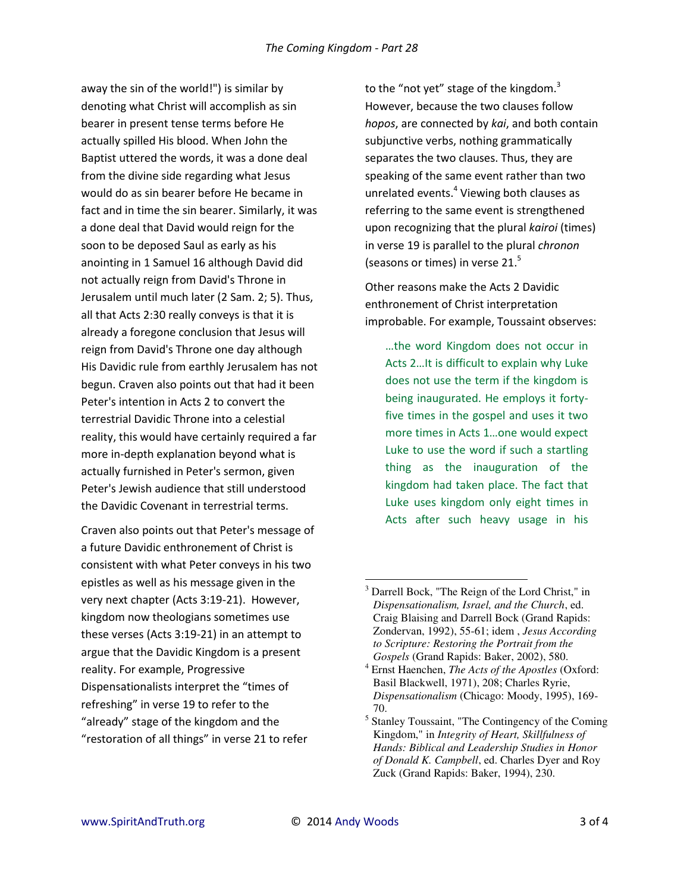away the sin of the world!") is similar by denoting what Christ will accomplish as sin bearer in present tense terms before He actually spilled His blood. When John the Baptist uttered the words, it was a done deal from the divine side regarding what Jesus would do as sin bearer before He became in fact and in time the sin bearer. Similarly, it was a done deal that David would reign for the soon to be deposed Saul as early as his anointing in 1 Samuel 16 although David did not actually reign from David's Throne in Jerusalem until much later (2 Sam. 2; 5). Thus, all that Acts 2:30 really conveys is that it is already a foregone conclusion that Jesus will reign from David's Throne one day although His Davidic rule from earthly Jerusalem has not begun. Craven also points out that had it been Peter's intention in Acts 2 to convert the terrestrial Davidic Throne into a celestial reality, this would have certainly required a far more in-depth explanation beyond what is actually furnished in Peter's sermon, given Peter's Jewish audience that still understood the Davidic Covenant in terrestrial terms.

Craven also points out that Peter's message of a future Davidic enthronement of Christ is consistent with what Peter conveys in his two epistles as well as his message given in the very next chapter (Acts 3:19-21). However, kingdom now theologians sometimes use these verses (Acts 3:19-21) in an attempt to argue that the Davidic Kingdom is a present reality. For example, Progressive Dispensationalists interpret the "times of refreshing" in verse 19 to refer to the "already" stage of the kingdom and the "restoration of all things" in verse 21 to refer to the "not yet" stage of the kingdom.[3] However, because the two clauses follow *hopos*, are connected by *kai*, and both contain subjunctive verbs, nothing grammatically separates the two clauses. Thus, they are speaking of the same event rather than two unrelated events.[4] Viewing both clauses as referring to the same event is strengthened upon recognizing that the plural *kairoi* (times) in verse 19 is parallel to the plural *chronon* (seasons or times) in verse 21.[5]

Other reasons make the Acts 2 Davidic enthronement of Christ interpretation improbable. For example, Toussaint observes:

> …the word Kingdom does not occur in Acts 2…It is difficult to explain why Luke does not use the term if the kingdom is being inaugurated. He employs it forty-five times in the gospel and uses it two more times in Acts 1…one would expect Luke to use the word if such a startling thing as the inauguration of the kingdom had taken place. The fact that Luke uses kingdom only eight times in Acts after such heavy usage in his

---

[3] Darrell Bock, "The Reign of the Lord Christ," in *Dispensationalism, Israel, and the Church*, ed. Craig Blaising and Darrell Bock (Grand Rapids: Zondervan, 1992), 55-61; idem , *Jesus According to Scripture: Restoring the Portrait from the Gospels* (Grand Rapids: Baker, 2002), 580.

[4] Ernst Haenchen, *The Acts of the Apostles* (Oxford: Basil Blackwell, 1971), 208; Charles Ryrie, *Dispensationalism* (Chicago: Moody, 1995), 169-70.

[5] Stanley Toussaint, "The Contingency of the Coming Kingdom," in *Integrity of Heart, Skillfulness of Hands: Biblical and Leadership Studies in Honor of Donald K. Campbell*, ed. Charles Dyer and Roy Zuck (Grand Rapids: Baker, 1994), 230.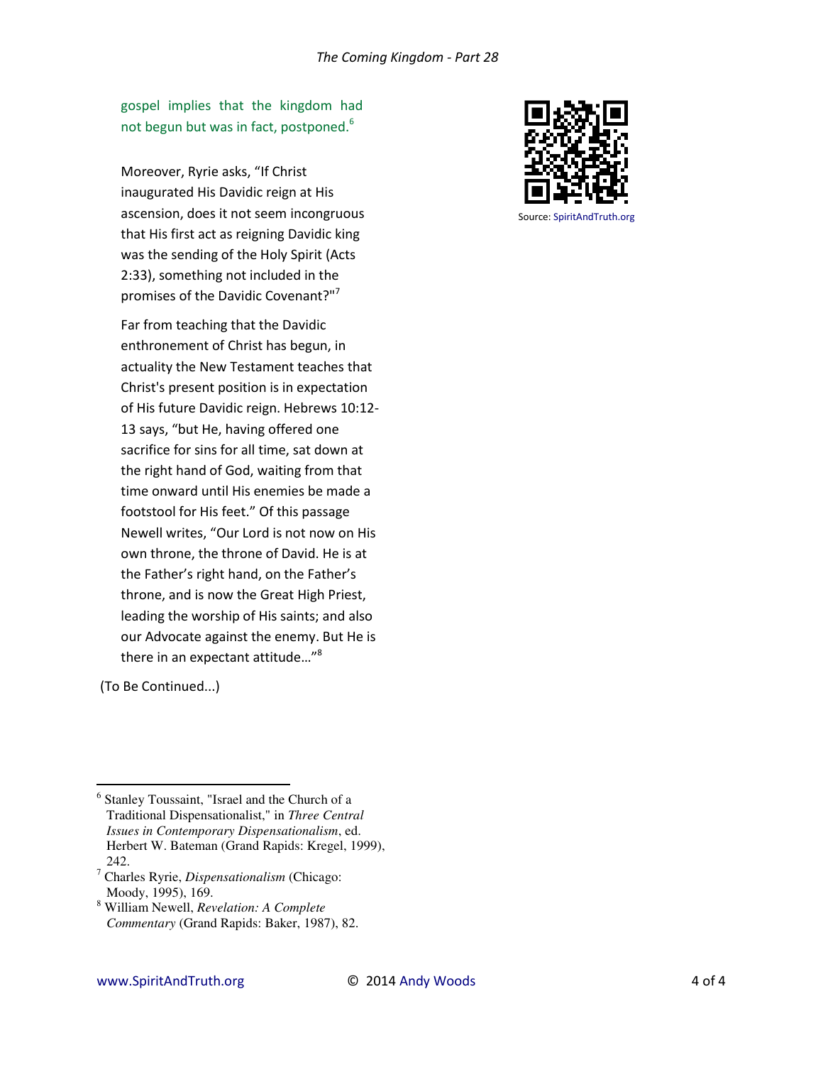gospel implies that the kingdom had not begun but was in fact, postponed.[6]

Moreover, Ryrie asks, "If Christ inaugurated His Davidic reign at His ascension, does it not seem incongruous that His first act as reigning Davidic king was the sending of the Holy Spirit (Acts 2:33), something not included in the promises of the Davidic Covenant?"[7]

Far from teaching that the Davidic enthronement of Christ has begun, in actuality the New Testament teaches that Christ's present position is in expectation of His future Davidic reign. Hebrews 10:12-13 says, "but He, having offered one sacrifice for sins for all time, sat down at the right hand of God, waiting from that time onward until His enemies be made a footstool for His feet." Of this passage Newell writes, "Our Lord is not now on His own throne, the throne of David. He is at the Father's right hand, on the Father's throne, and is now the Great High Priest, leading the worship of His saints; and also our Advocate against the enemy. But He is there in an expectant attitude…"[8]

Source: SpiritAndTruth.org

(To Be Continued...)

---

[6] Stanley Toussaint, "Israel and the Church of a Traditional Dispensationalist," in *Three Central Issues in Contemporary Dispensationalism*, ed. Herbert W. Bateman (Grand Rapids: Kregel, 1999), 242.

[7] Charles Ryrie, *Dispensationalism* (Chicago: Moody, 1995), 169.

[8] William Newell, *Revelation: A Complete Commentary* (Grand Rapids: Baker, 1987), 82.